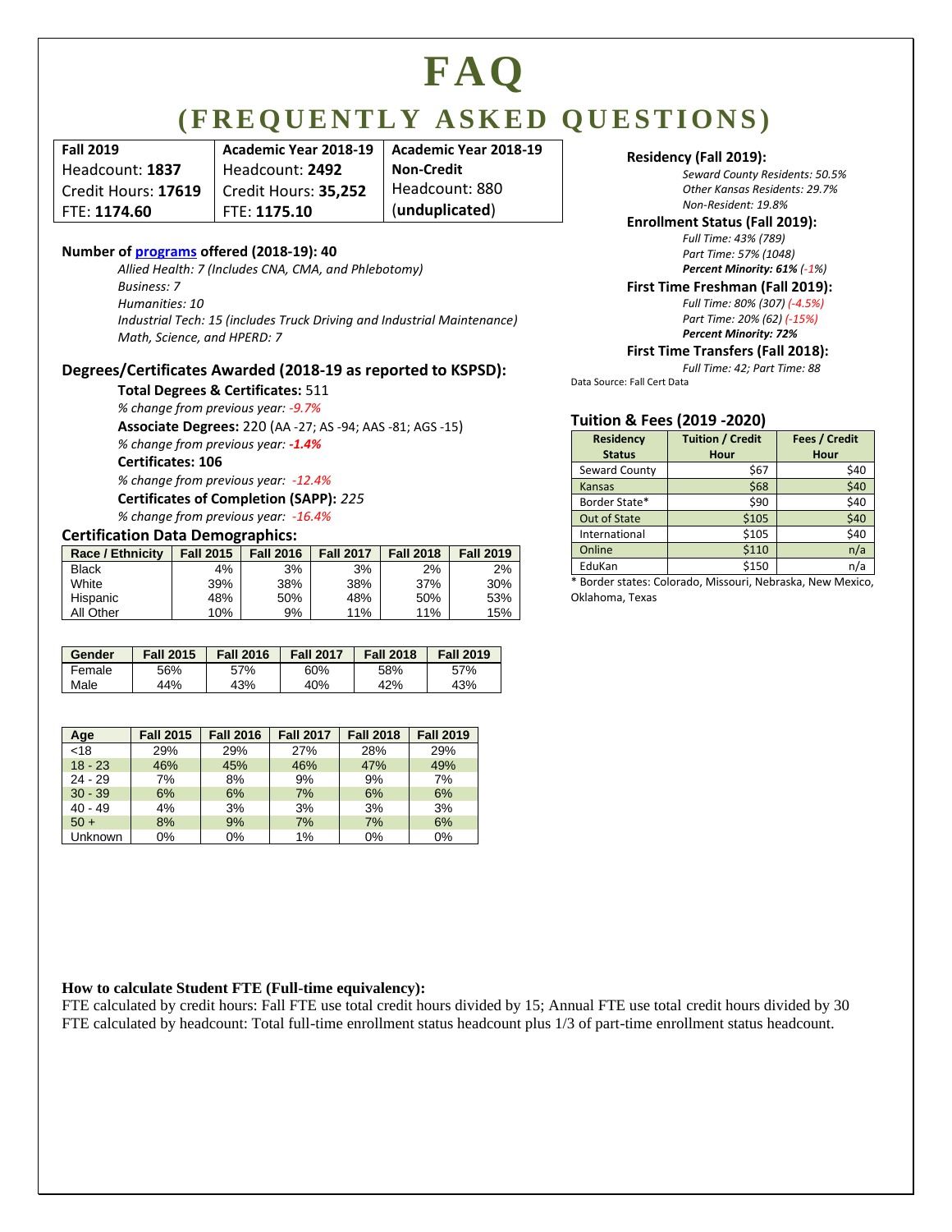# FAQ

## (FREQUENTLY ASKED QUESTIONS)

| Fall 2019 | Academic Year 2018-19 | Academic Year 2018-19 Non-Credit |
|---|---|---|
| Headcount: **1837** | Headcount: **2492** | Headcount: 880 |
| Credit Hours: **17619** | Credit Hours: **35,252** | (**unduplicated**) |
| FTE: **1174.60** | FTE: **1175.10** | |

**Number of programs offered (2018-19): 40**

*Allied Health: 7 (Includes CNA, CMA, and Phlebotomy)*
*Business: 7*
*Humanities: 10*
*Industrial Tech: 15 (includes Truck Driving and Industrial Maintenance)*
*Math, Science, and HPERD: 7*

### Degrees/Certificates Awarded (2018-19 as reported to KSPSD):

**Total Degrees & Certificates:** 511
*% change from previous year: -9.7%*

**Associate Degrees:** 220 (AA -27; AS -94; AAS -81; AGS -15)
*% change from previous year: **-1.4%***

**Certificates: 106**
*% change from previous year: -12.4%*

**Certificates of Completion (SAPP):** *225*
*% change from previous year: -16.4%*

### Certification Data Demographics:

| Race / Ethnicity | Fall 2015 | Fall 2016 | Fall 2017 | Fall 2018 | Fall 2019 |
|---|---|---|---|---|---|
| Black | 4% | 3% | 3% | 2% | 2% |
| White | 39% | 38% | 38% | 37% | 30% |
| Hispanic | 48% | 50% | 48% | 50% | 53% |
| All Other | 10% | 9% | 11% | 11% | 15% |

| Gender | Fall 2015 | Fall 2016 | Fall 2017 | Fall 2018 | Fall 2019 |
|---|---|---|---|---|---|
| Female | 56% | 57% | 60% | 58% | 57% |
| Male | 44% | 43% | 40% | 42% | 43% |

| Age | Fall 2015 | Fall 2016 | Fall 2017 | Fall 2018 | Fall 2019 |
|---|---|---|---|---|---|
| <18 | 29% | 29% | 27% | 28% | 29% |
| 18 - 23 | 46% | 45% | 46% | 47% | 49% |
| 24 - 29 | 7% | 8% | 9% | 9% | 7% |
| 30 - 39 | 6% | 6% | 7% | 6% | 6% |
| 40 - 49 | 4% | 3% | 3% | 3% | 3% |
| 50 + | 8% | 9% | 7% | 7% | 6% |
| Unknown | 0% | 0% | 1% | 0% | 0% |

**Residency (Fall 2019):**

*Seward County Residents: 50.5%*
*Other Kansas Residents: 29.7%*
*Non-Resident: 19.8%*

**Enrollment Status (Fall 2019):**

*Full Time: 43% (789)*
*Part Time: 57% (1048)*
***Percent Minority: 61%** (-1%)*

**First Time Freshman (Fall 2019):**

*Full Time: 80% (307) (-4.5%)*
*Part Time: 20% (62) (-15%)*
***Percent Minority: 72%***

**First Time Transfers (Fall 2018):**

*Full Time: 42; Part Time: 88*

Data Source: Fall Cert Data

### Tuition & Fees (2019 -2020)

| Residency Status | Tuition / Credit Hour | Fees / Credit Hour |
|---|---|---|
| Seward County | $67 | $40 |
| Kansas | $68 | $40 |
| Border State* | $90 | $40 |
| Out of State | $105 | $40 |
| International | $105 | $40 |
| Online | $110 | n/a |
| EduKan | $150 | n/a |

\* Border states: Colorado, Missouri, Nebraska, New Mexico, Oklahoma, Texas

**How to calculate Student FTE (Full-time equivalency):**

FTE calculated by credit hours: Fall FTE use total credit hours divided by 15; Annual FTE use total credit hours divided by 30
FTE calculated by headcount: Total full-time enrollment status headcount plus 1/3 of part-time enrollment status headcount.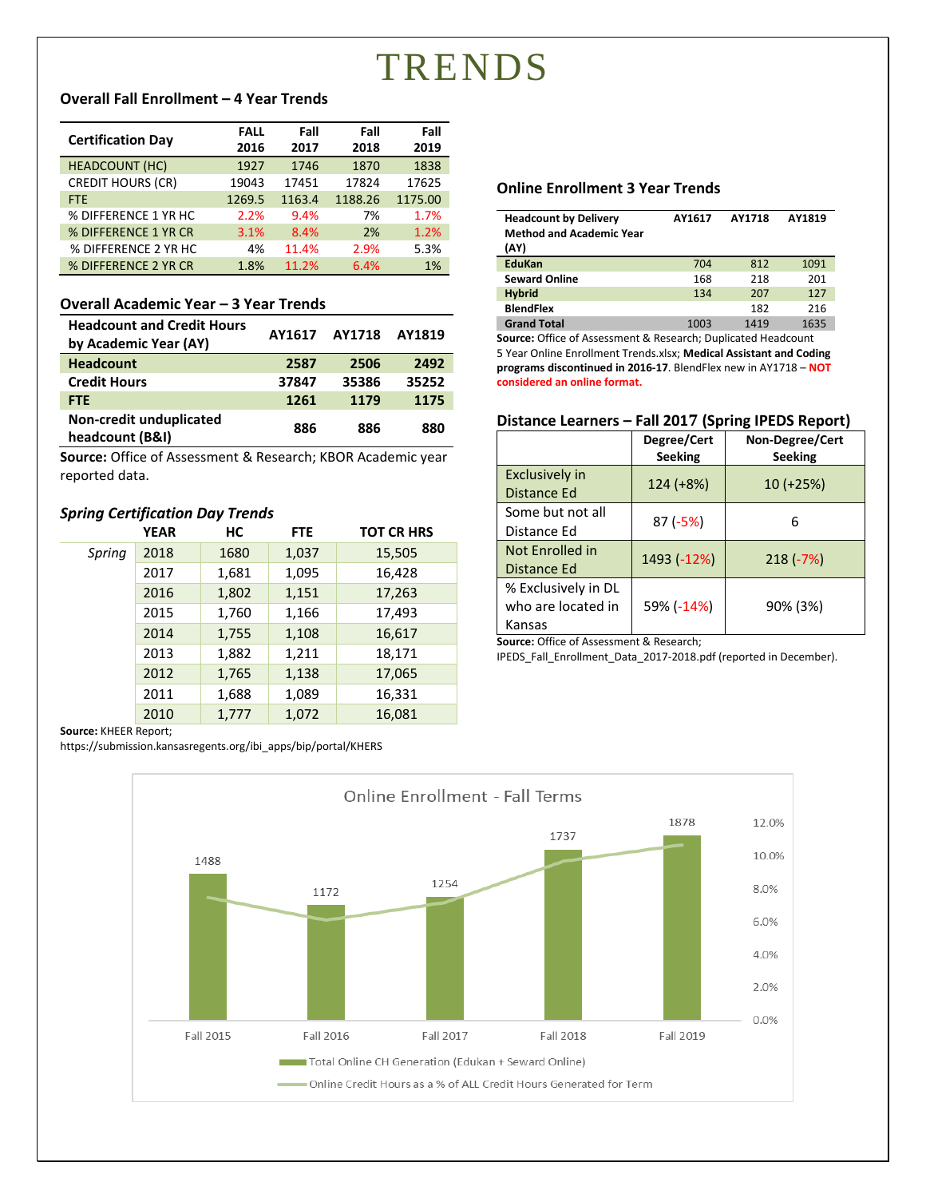# TRENDS

## Overall Fall Enrollment – 4 Year Trends

| Certification Day | FALL 2016 | Fall 2017 | Fall 2018 | Fall 2019 |
|---|---|---|---|---|
| HEADCOUNT (HC) | 1927 | 1746 | 1870 | 1838 |
| CREDIT HOURS (CR) | 19043 | 17451 | 17824 | 17625 |
| FTE | 1269.5 | 1163.4 | 1188.26 | 1175.00 |
| % DIFFERENCE 1 YR HC | 2.2% | 9.4% | 7% | 1.7% |
| % DIFFERENCE 1 YR CR | 3.1% | 8.4% | 2% | 1.2% |
| % DIFFERENCE 2 YR HC | 4% | 11.4% | 2.9% | 5.3% |
| % DIFFERENCE 2 YR CR | 1.8% | 11.2% | 6.4% | 1% |

## Overall Academic Year – 3 Year Trends

| Headcount and Credit Hours by Academic Year (AY) | AY1617 | AY1718 | AY1819 |
|---|---|---|---|
| **Headcount** | **2587** | **2506** | **2492** |
| **Credit Hours** | **37847** | **35386** | **35252** |
| **FTE** | **1261** | **1179** | **1175** |
| **Non-credit unduplicated headcount (B&I)** | **886** | **886** | **880** |

**Source:** Office of Assessment & Research; KBOR Academic year reported data.

### *Spring Certification Day Trends*

| | YEAR | HC | FTE | TOT CR HRS |
|---|---|---|---|---|
| *Spring* | 2018 | 1680 | 1,037 | 15,505 |
| | 2017 | 1,681 | 1,095 | 16,428 |
| | 2016 | 1,802 | 1,151 | 17,263 |
| | 2015 | 1,760 | 1,166 | 17,493 |
| | 2014 | 1,755 | 1,108 | 16,617 |
| | 2013 | 1,882 | 1,211 | 18,171 |
| | 2012 | 1,765 | 1,138 | 17,065 |
| | 2011 | 1,688 | 1,089 | 16,331 |
| | 2010 | 1,777 | 1,072 | 16,081 |

**Source:** KHEER Report; https://submission.kansasregents.org/ibi_apps/bip/portal/KHERS

## Online Enrollment 3 Year Trends

| Headcount by Delivery Method and Academic Year (AY) | AY1617 | AY1718 | AY1819 |
|---|---|---|---|
| **EduKan** | 704 | 812 | 1091 |
| **Seward Online** | 168 | 218 | 201 |
| **Hybrid** | 134 | 207 | 127 |
| **BlendFlex** | | 182 | 216 |
| **Grand Total** | 1003 | 1419 | 1635 |

**Source:** Office of Assessment & Research; Duplicated Headcount 5 Year Online Enrollment Trends.xlsx; **Medical Assistant and Coding programs discontinued in 2016-17**. BlendFlex new in AY1718 – **NOT considered an online format.**

## Distance Learners – Fall 2017 (Spring IPEDS Report)

| | Degree/Cert Seeking | Non-Degree/Cert Seeking |
|---|---|---|
| Exclusively in Distance Ed | 124 (+8%) | 10 (+25%) |
| Some but not all Distance Ed | 87 (-5%) | 6 |
| Not Enrolled in Distance Ed | 1493 (-12%) | 218 (-7%) |
| % Exclusively in DL who are located in Kansas | 59% (-14%) | 90% (3%) |

**Source:** Office of Assessment & Research; IPEDS_Fall_Enrollment_Data_2017-2018.pdf (reported in December).

### Online Enrollment - Fall Terms

| Term | Total Online CH Generation (Edukan + Seward Online) |
|---|---|
| Fall 2015 | 1488 |
| Fall 2016 | 1172 |
| Fall 2017 | 1254 |
| Fall 2018 | 1737 |
| Fall 2019 | 1878 |

Legend: Total Online CH Generation (Edukan + Seward Online); Online Credit Hours as a % of ALL Credit Hours Generated for Term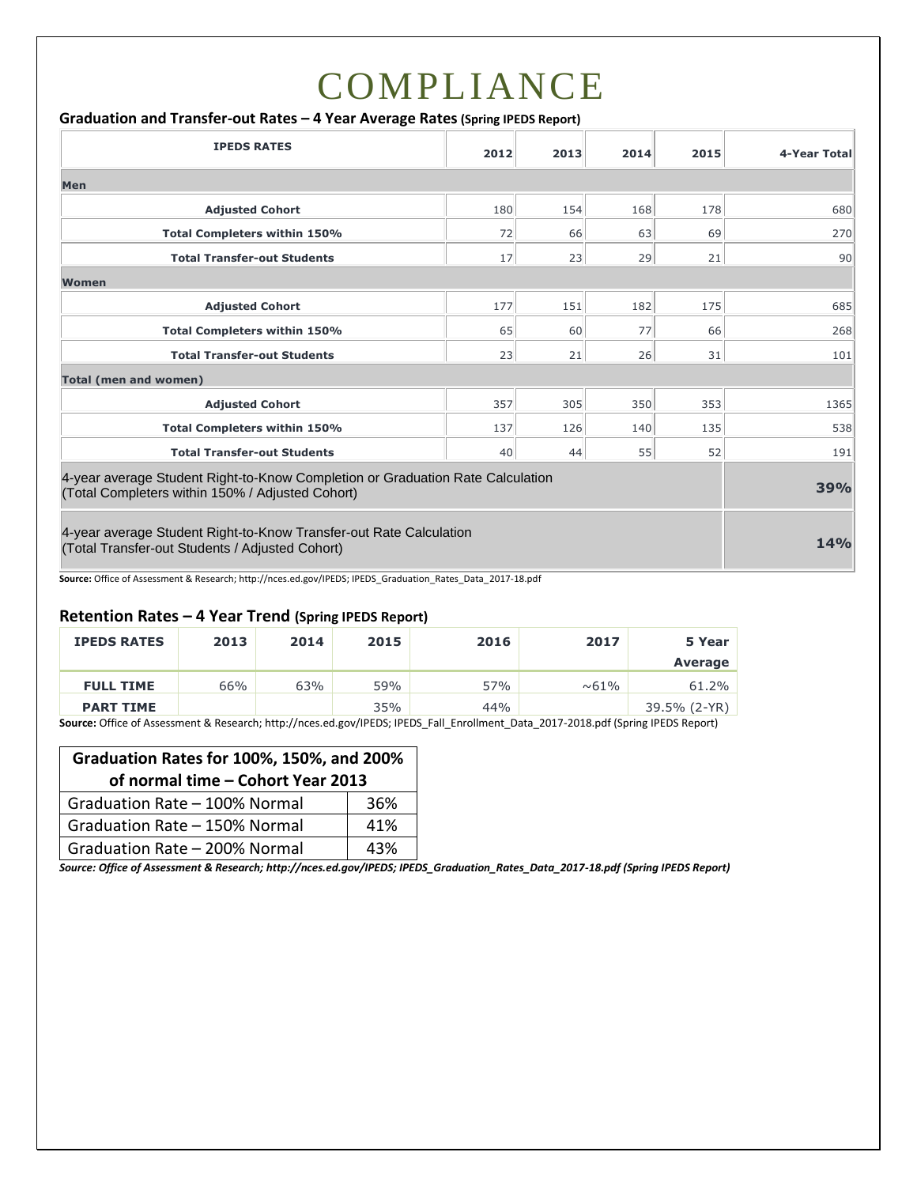# COMPLIANCE

### Graduation and Transfer-out Rates – 4 Year Average Rates (Spring IPEDS Report)

| IPEDS RATES | 2012 | 2013 | 2014 | 2015 | 4-Year Total |
|---|---|---|---|---|---|
| **Men** | | | | | |
| Adjusted Cohort | 180 | 154 | 168 | 178 | 680 |
| Total Completers within 150% | 72 | 66 | 63 | 69 | 270 |
| Total Transfer-out Students | 17 | 23 | 29 | 21 | 90 |
| **Women** | | | | | |
| Adjusted Cohort | 177 | 151 | 182 | 175 | 685 |
| Total Completers within 150% | 65 | 60 | 77 | 66 | 268 |
| Total Transfer-out Students | 23 | 21 | 26 | 31 | 101 |
| **Total (men and women)** | | | | | |
| Adjusted Cohort | 357 | 305 | 350 | 353 | 1365 |
| Total Completers within 150% | 137 | 126 | 140 | 135 | 538 |
| Total Transfer-out Students | 40 | 44 | 55 | 52 | 191 |
| 4-year average Student Right-to-Know Completion or Graduation Rate Calculation (Total Completers within 150% / Adjusted Cohort) | | | | | **39%** |
| 4-year average Student Right-to-Know Transfer-out Rate Calculation (Total Transfer-out Students / Adjusted Cohort) | | | | | **14%** |

**Source:** Office of Assessment & Research; http://nces.ed.gov/IPEDS; IPEDS_Graduation_Rates_Data_2017-18.pdf

### Retention Rates – 4 Year Trend (Spring IPEDS Report)

| IPEDS RATES | 2013 | 2014 | 2015 | 2016 | 2017 | 5 Year Average |
|---|---|---|---|---|---|---|
| FULL TIME | 66% | 63% | 59% | 57% | ~61% | 61.2% |
| PART TIME | | | 35% | 44% | | 39.5% (2-YR) |

**Source:** Office of Assessment & Research; http://nces.ed.gov/IPEDS; IPEDS_Fall_Enrollment_Data_2017-2018.pdf (Spring IPEDS Report)

| Graduation Rates for 100%, 150%, and 200% of normal time – Cohort Year 2013 | |
|---|---|
| Graduation Rate – 100% Normal | 36% |
| Graduation Rate – 150% Normal | 41% |
| Graduation Rate – 200% Normal | 43% |

***Source:** Office of Assessment & Research; http://nces.ed.gov/IPEDS; IPEDS_Graduation_Rates_Data_2017-18.pdf (Spring IPEDS Report)*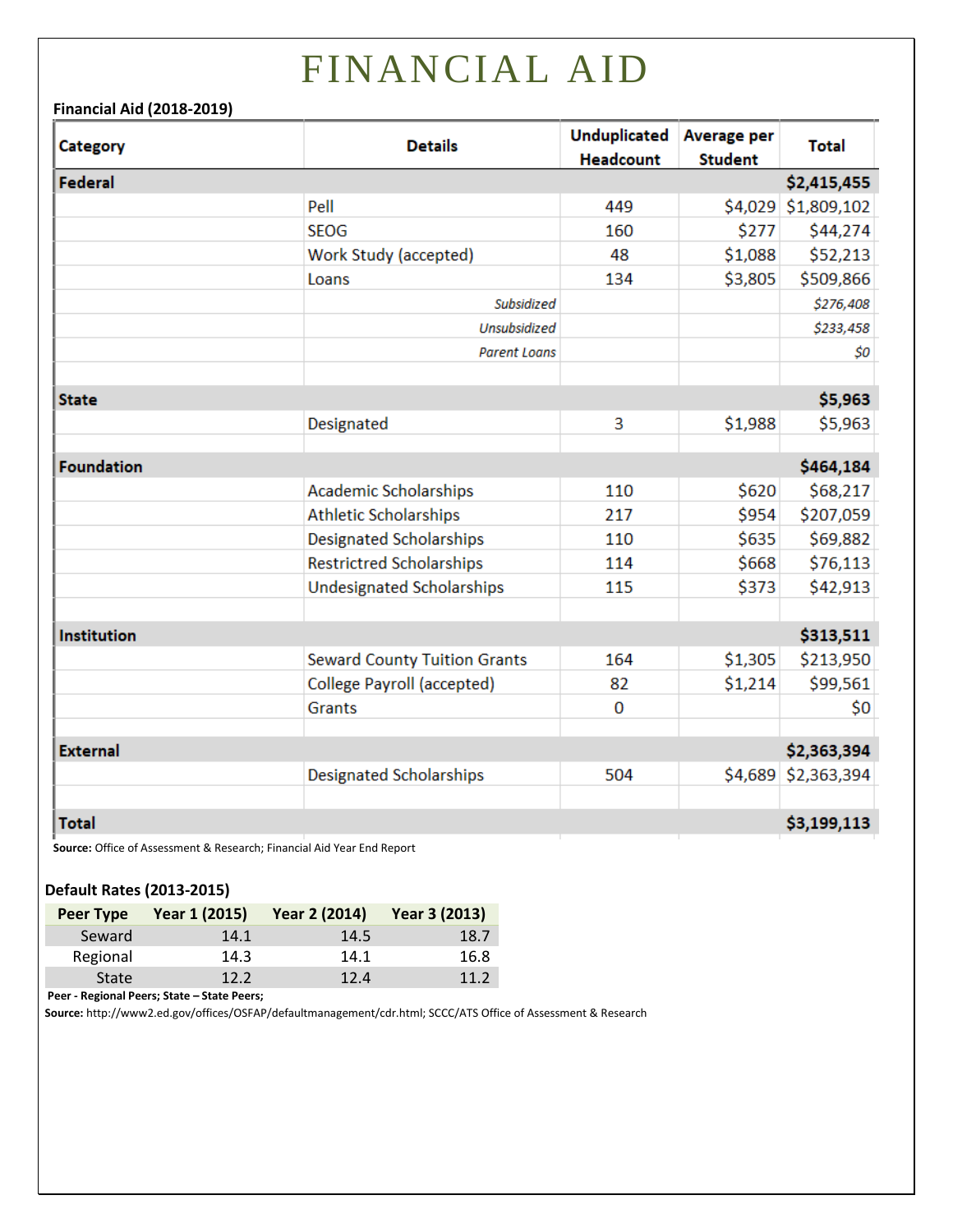# FINANCIAL AID

**Financial Aid (2018-2019)**

| Category | Details | Unduplicated Headcount | Average per Student | Total |
|---|---|---|---|---|
| **Federal** | | | | **$2,415,455** |
| | Pell | 449 | $4,029 | $1,809,102 |
| | SEOG | 160 | $277 | $44,274 |
| | Work Study (accepted) | 48 | $1,088 | $52,213 |
| | Loans | 134 | $3,805 | $509,866 |
| | *Subsidized* | | | *$276,408* |
| | *Unsubsidized* | | | *$233,458* |
| | *Parent Loans* | | | *$0* |
| | | | | |
| **State** | | | | **$5,963** |
| | Designated | 3 | $1,988 | $5,963 |
| | | | | |
| **Foundation** | | | | **$464,184** |
| | Academic Scholarships | 110 | $620 | $68,217 |
| | Athletic Scholarships | 217 | $954 | $207,059 |
| | Designated Scholarships | 110 | $635 | $69,882 |
| | Restrictred Scholarships | 114 | $668 | $76,113 |
| | Undesignated Scholarships | 115 | $373 | $42,913 |
| | | | | |
| **Institution** | | | | **$313,511** |
| | Seward County Tuition Grants | 164 | $1,305 | $213,950 |
| | College Payroll (accepted) | 82 | $1,214 | $99,561 |
| | Grants | 0 | | $0 |
| | | | | |
| **External** | | | | **$2,363,394** |
| | Designated Scholarships | 504 | $4,689 | $2,363,394 |
| | | | | |
| **Total** | | | | **$3,199,113** |

**Source:** Office of Assessment & Research; Financial Aid Year End Report

**Default Rates (2013-2015)**

| Peer Type | Year 1 (2015) | Year 2 (2014) | Year 3 (2013) |
|---|---|---|---|
| Seward | 14.1 | 14.5 | 18.7 |
| Regional | 14.3 | 14.1 | 16.8 |
| State | 12.2 | 12.4 | 11.2 |

**Peer - Regional Peers; State – State Peers;**

**Source:** http://www2.ed.gov/offices/OSFAP/defaultmanagement/cdr.html; SCCC/ATS Office of Assessment & Research